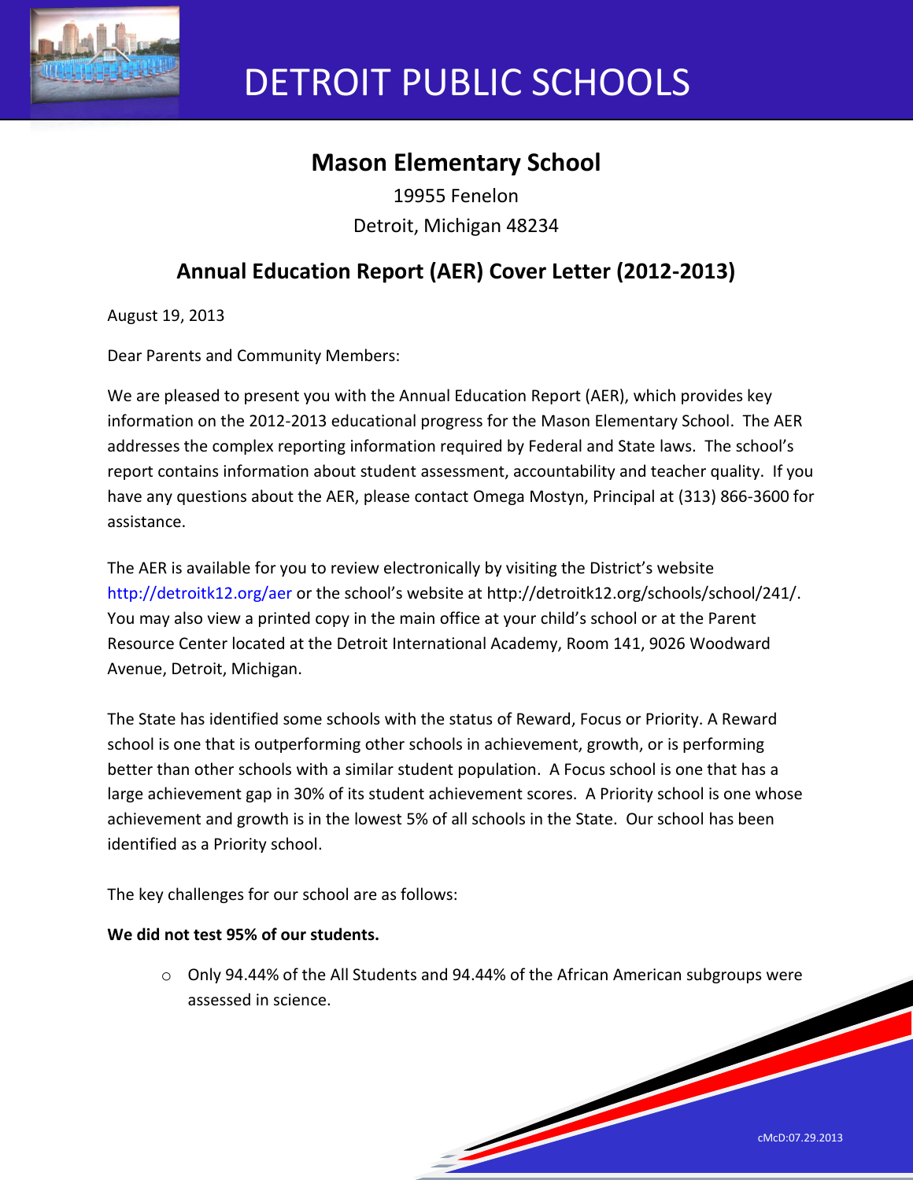# DETROIT PUBLIC SCHOOLS

## Mason Elementary School

19955 Fenelon
Detroit, Michigan 48234

## Annual Education Report (AER) Cover Letter (2012-2013)

August 19, 2013

Dear Parents and Community Members:

We are pleased to present you with the Annual Education Report (AER), which provides key information on the 2012-2013 educational progress for the Mason Elementary School. The AER addresses the complex reporting information required by Federal and State laws. The school's report contains information about student assessment, accountability and teacher quality. If you have any questions about the AER, please contact Omega Mostyn, Principal at (313) 866-3600 for assistance.

The AER is available for you to review electronically by visiting the District's website http://detroitk12.org/aer or the school's website at http://detroitk12.org/schools/school/241/. You may also view a printed copy in the main office at your child's school or at the Parent Resource Center located at the Detroit International Academy, Room 141, 9026 Woodward Avenue, Detroit, Michigan.

The State has identified some schools with the status of Reward, Focus or Priority. A Reward school is one that is outperforming other schools in achievement, growth, or is performing better than other schools with a similar student population. A Focus school is one that has a large achievement gap in 30% of its student achievement scores. A Priority school is one whose achievement and growth is in the lowest 5% of all schools in the State. Our school has been identified as a Priority school.

The key challenges for our school are as follows:

**We did not test 95% of our students.**

- Only 94.44% of the All Students and 94.44% of the African American subgroups were assessed in science.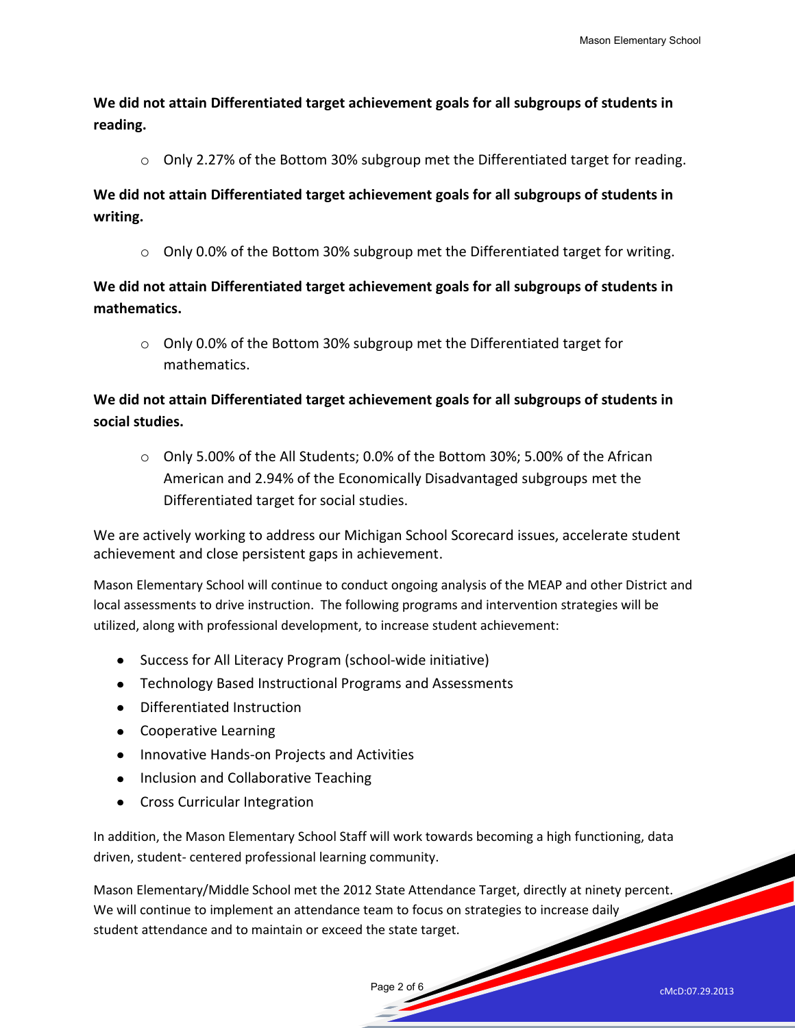**We did not attain Differentiated target achievement goals for all subgroups of students in reading.**

- Only 2.27% of the Bottom 30% subgroup met the Differentiated target for reading.

**We did not attain Differentiated target achievement goals for all subgroups of students in writing.**

- Only 0.0% of the Bottom 30% subgroup met the Differentiated target for writing.

**We did not attain Differentiated target achievement goals for all subgroups of students in mathematics.**

- Only 0.0% of the Bottom 30% subgroup met the Differentiated target for mathematics.

**We did not attain Differentiated target achievement goals for all subgroups of students in social studies.**

- Only 5.00% of the All Students; 0.0% of the Bottom 30%; 5.00% of the African American and 2.94% of the Economically Disadvantaged subgroups met the Differentiated target for social studies.

We are actively working to address our Michigan School Scorecard issues, accelerate student achievement and close persistent gaps in achievement.

Mason Elementary School will continue to conduct ongoing analysis of the MEAP and other District and local assessments to drive instruction. The following programs and intervention strategies will be utilized, along with professional development, to increase student achievement:

- Success for All Literacy Program (school-wide initiative)
- Technology Based Instructional Programs and Assessments
- Differentiated Instruction
- Cooperative Learning
- Innovative Hands-on Projects and Activities
- Inclusion and Collaborative Teaching
- Cross Curricular Integration

In addition, the Mason Elementary School Staff will work towards becoming a high functioning, data driven, student- centered professional learning community.

Mason Elementary/Middle School met the 2012 State Attendance Target, directly at ninety percent. We will continue to implement an attendance team to focus on strategies to increase daily student attendance and to maintain or exceed the state target.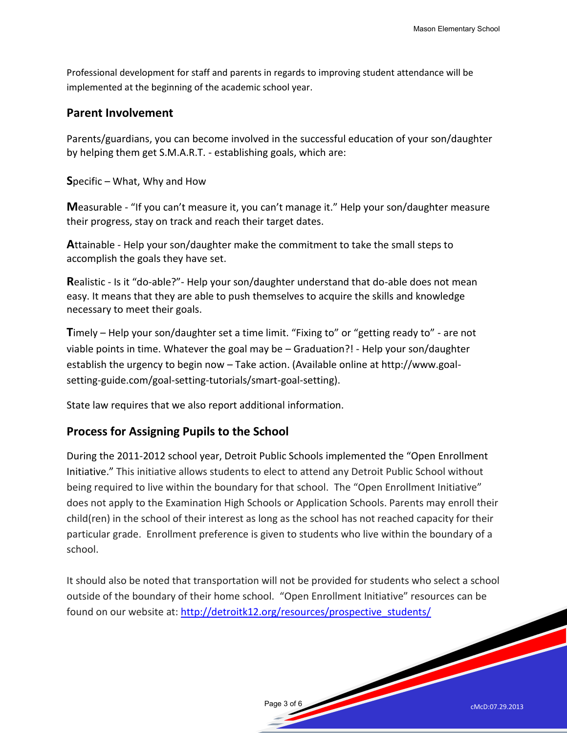Professional development for staff and parents in regards to improving student attendance will be implemented at the beginning of the academic school year.

## Parent Involvement

Parents/guardians, you can become involved in the successful education of your son/daughter by helping them get S.M.A.R.T. - establishing goals, which are:

**S**pecific – What, Why and How

**M**easurable - "If you can't measure it, you can't manage it." Help your son/daughter measure their progress, stay on track and reach their target dates.

**A**ttainable - Help your son/daughter make the commitment to take the small steps to accomplish the goals they have set.

**R**ealistic - Is it "do-able?"- Help your son/daughter understand that do-able does not mean easy. It means that they are able to push themselves to acquire the skills and knowledge necessary to meet their goals.

**T**imely – Help your son/daughter set a time limit. "Fixing to" or "getting ready to" - are not viable points in time. Whatever the goal may be – Graduation?! - Help your son/daughter establish the urgency to begin now – Take action. (Available online at http://www.goal-setting-guide.com/goal-setting-tutorials/smart-goal-setting).

State law requires that we also report additional information.

## Process for Assigning Pupils to the School

During the 2011-2012 school year, Detroit Public Schools implemented the "Open Enrollment Initiative." This initiative allows students to elect to attend any Detroit Public School without being required to live within the boundary for that school. The "Open Enrollment Initiative" does not apply to the Examination High Schools or Application Schools. Parents may enroll their child(ren) in the school of their interest as long as the school has not reached capacity for their particular grade. Enrollment preference is given to students who live within the boundary of a school.

It should also be noted that transportation will not be provided for students who select a school outside of the boundary of their home school. "Open Enrollment Initiative" resources can be found on our website at: http://detroitk12.org/resources/prospective_students/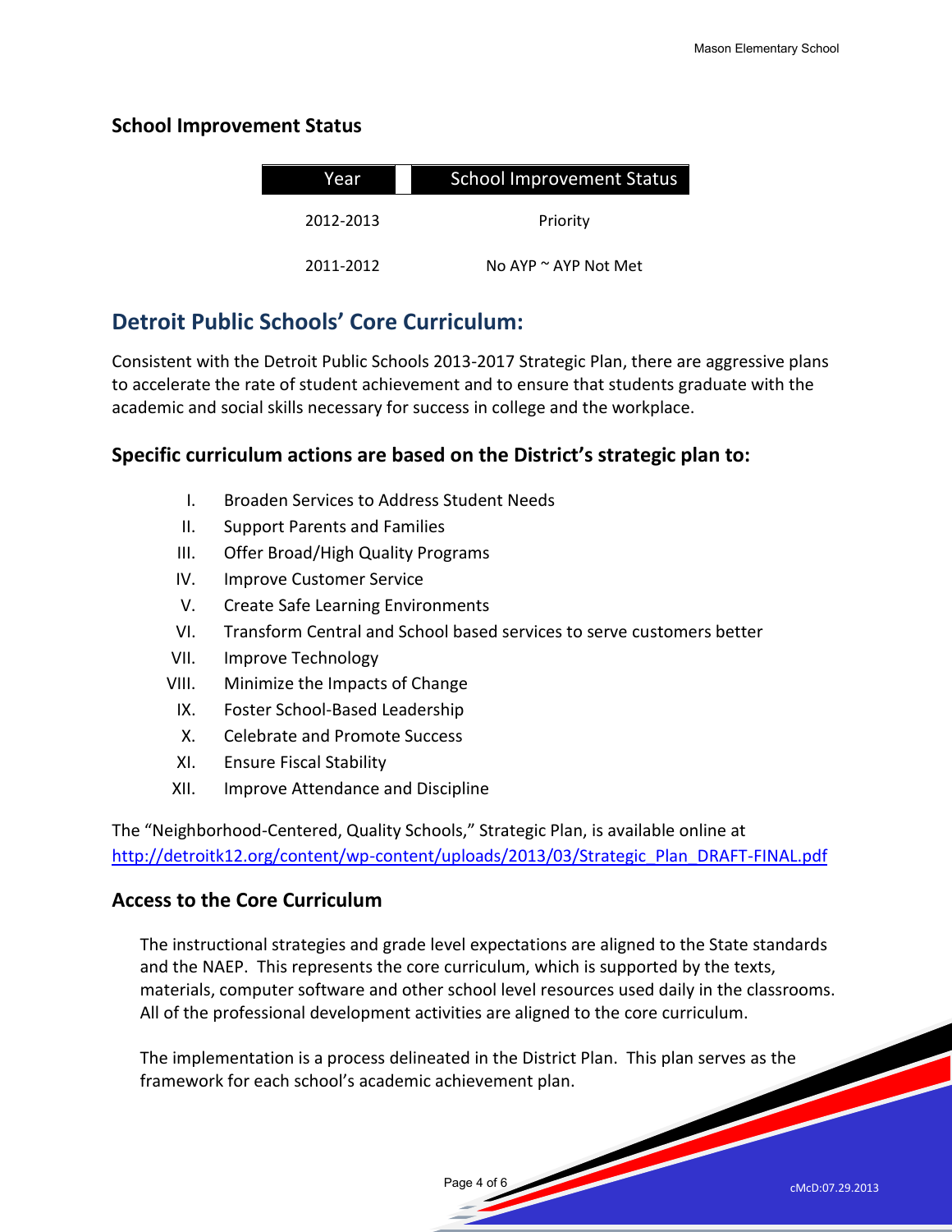## School Improvement Status

| Year | School Improvement Status |
| --- | --- |
| 2012-2013 | Priority |
| 2011-2012 | No AYP ~ AYP Not Met |

# Detroit Public Schools' Core Curriculum:

Consistent with the Detroit Public Schools 2013-2017 Strategic Plan, there are aggressive plans to accelerate the rate of student achievement and to ensure that students graduate with the academic and social skills necessary for success in college and the workplace.

### Specific curriculum actions are based on the District's strategic plan to:

I. Broaden Services to Address Student Needs
II. Support Parents and Families
III. Offer Broad/High Quality Programs
IV. Improve Customer Service
V. Create Safe Learning Environments
VI. Transform Central and School based services to serve customers better
VII. Improve Technology
VIII. Minimize the Impacts of Change
IX. Foster School-Based Leadership
X. Celebrate and Promote Success
XI. Ensure Fiscal Stability
XII. Improve Attendance and Discipline

The "Neighborhood-Centered, Quality Schools," Strategic Plan, is available online at http://detroitk12.org/content/wp-content/uploads/2013/03/Strategic_Plan_DRAFT-FINAL.pdf

### Access to the Core Curriculum

The instructional strategies and grade level expectations are aligned to the State standards and the NAEP. This represents the core curriculum, which is supported by the texts, materials, computer software and other school level resources used daily in the classrooms. All of the professional development activities are aligned to the core curriculum.

The implementation is a process delineated in the District Plan. This plan serves as the framework for each school's academic achievement plan.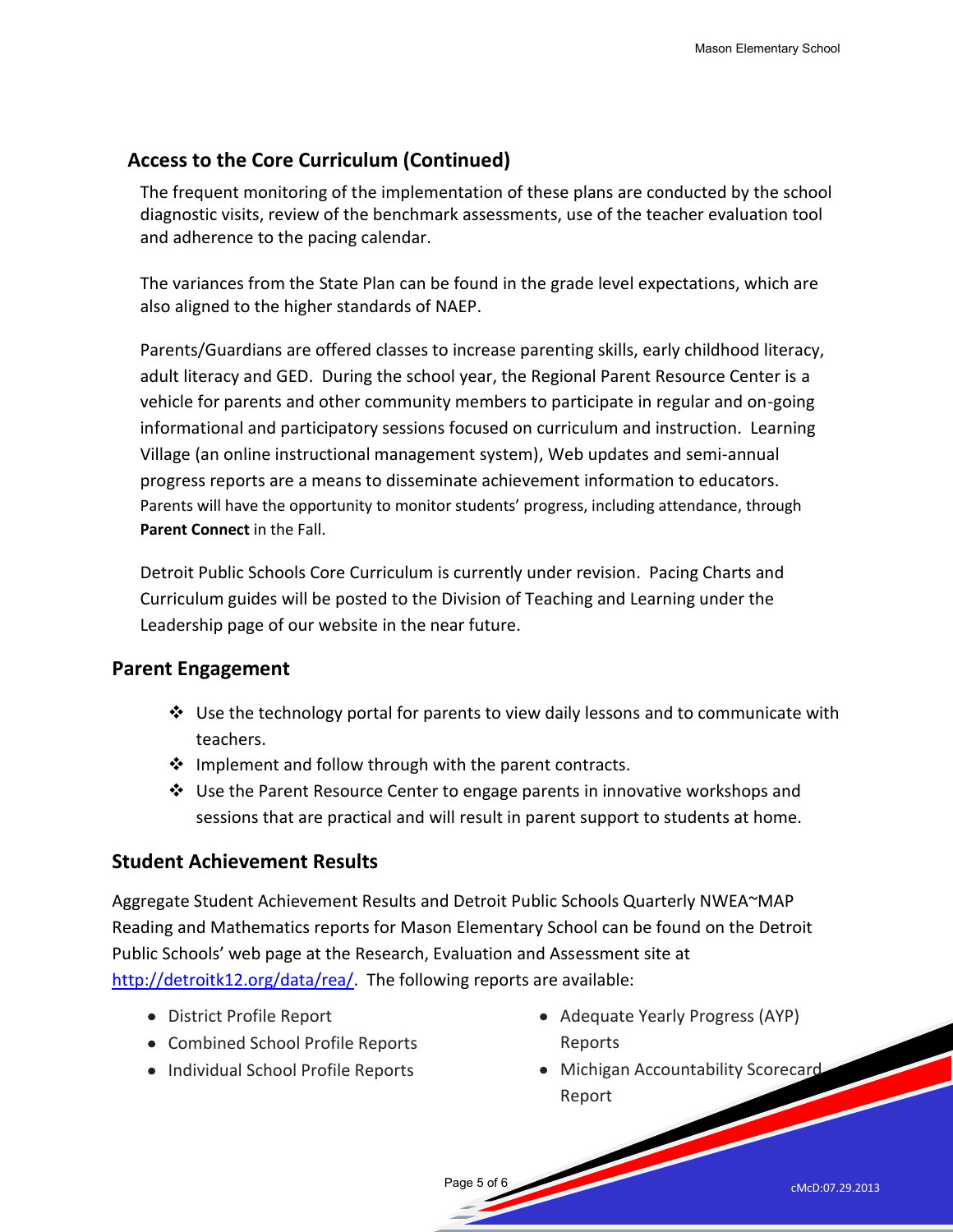## Access to the Core Curriculum (Continued)

The frequent monitoring of the implementation of these plans are conducted by the school diagnostic visits, review of the benchmark assessments, use of the teacher evaluation tool and adherence to the pacing calendar.

The variances from the State Plan can be found in the grade level expectations, which are also aligned to the higher standards of NAEP.

Parents/Guardians are offered classes to increase parenting skills, early childhood literacy, adult literacy and GED. During the school year, the Regional Parent Resource Center is a vehicle for parents and other community members to participate in regular and on-going informational and participatory sessions focused on curriculum and instruction. Learning Village (an online instructional management system), Web updates and semi-annual progress reports are a means to disseminate achievement information to educators. Parents will have the opportunity to monitor students' progress, including attendance, through **Parent Connect** in the Fall.

Detroit Public Schools Core Curriculum is currently under revision. Pacing Charts and Curriculum guides will be posted to the Division of Teaching and Learning under the Leadership page of our website in the near future.

## Parent Engagement

- Use the technology portal for parents to view daily lessons and to communicate with teachers.
- Implement and follow through with the parent contracts.
- Use the Parent Resource Center to engage parents in innovative workshops and sessions that are practical and will result in parent support to students at home.

## Student Achievement Results

Aggregate Student Achievement Results and Detroit Public Schools Quarterly NWEA~MAP Reading and Mathematics reports for Mason Elementary School can be found on the Detroit Public Schools' web page at the Research, Evaluation and Assessment site at http://detroitk12.org/data/rea/. The following reports are available:

- District Profile Report
- Combined School Profile Reports
- Individual School Profile Reports
- Adequate Yearly Progress (AYP) Reports
- Michigan Accountability Scorecard Report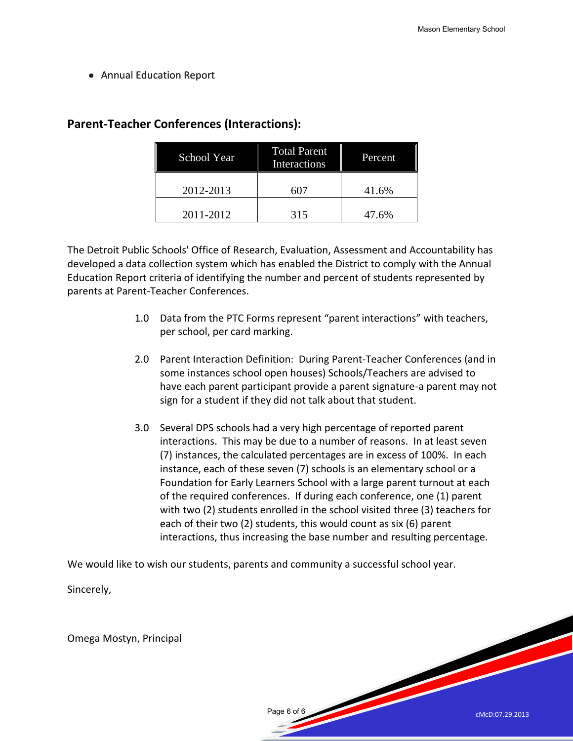- Annual Education Report

## Parent-Teacher Conferences (Interactions):

| School Year | Total Parent Interactions | Percent |
|---|---|---|
| 2012-2013 | 607 | 41.6% |
| 2011-2012 | 315 | 47.6% |

The Detroit Public Schools' Office of Research, Evaluation, Assessment and Accountability has developed a data collection system which has enabled the District to comply with the Annual Education Report criteria of identifying the number and percent of students represented by parents at Parent-Teacher Conferences.

1.0 Data from the PTC Forms represent "parent interactions" with teachers, per school, per card marking.

2.0 Parent Interaction Definition: During Parent-Teacher Conferences (and in some instances school open houses) Schools/Teachers are advised to have each parent participant provide a parent signature-a parent may not sign for a student if they did not talk about that student.

3.0 Several DPS schools had a very high percentage of reported parent interactions. This may be due to a number of reasons. In at least seven (7) instances, the calculated percentages are in excess of 100%. In each instance, each of these seven (7) schools is an elementary school or a Foundation for Early Learners School with a large parent turnout at each of the required conferences. If during each conference, one (1) parent with two (2) students enrolled in the school visited three (3) teachers for each of their two (2) students, this would count as six (6) parent interactions, thus increasing the base number and resulting percentage.

We would like to wish our students, parents and community a successful school year.

Sincerely,

Omega Mostyn, Principal